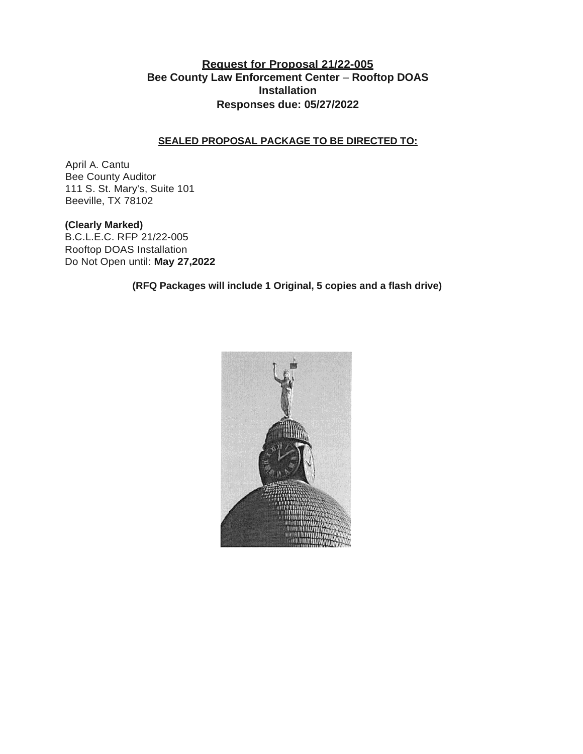# Request for Proposal 21/22-005

**Bee County Law Enforcement Center – Rooftop DOAS Installation**

**Responses due: 05/27/2022**

**SEALED PROPOSAL PACKAGE TO BE DIRECTED TO:**

April A. Cantu
Bee County Auditor
111 S. St. Mary's, Suite 101
Beeville, TX 78102

**(Clearly Marked)**
B.C.L.E.C. RFP 21/22-005
Rooftop DOAS Installation
Do Not Open until: **May 27,2022**

**(RFQ Packages will include 1 Original, 5 copies and a flash drive)**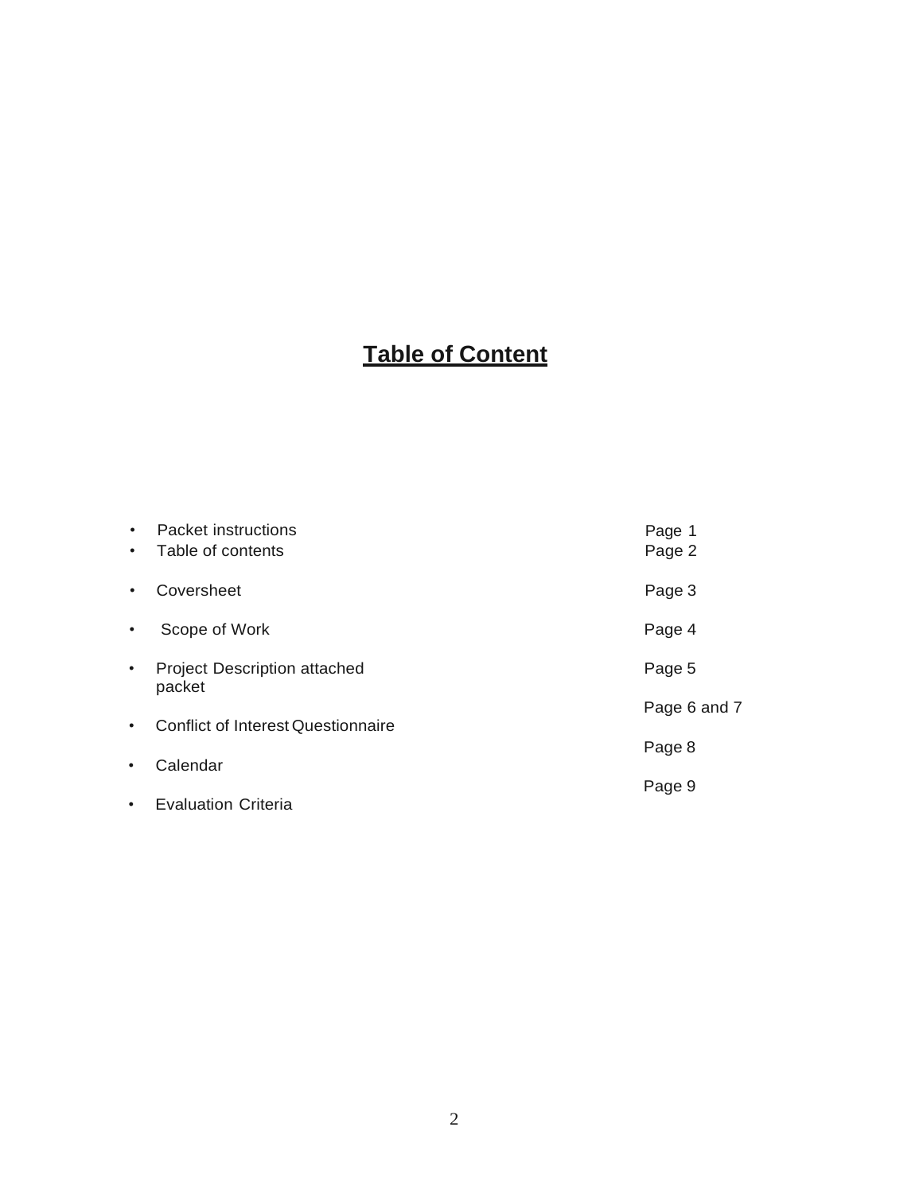# Table of Content

| | |
|---|---|
| • Packet instructions | Page 1 |
| • Table of contents | Page 2 |
| • Coversheet | Page 3 |
| • Scope of Work | Page 4 |
| • Project Description attached packet | Page 5 |
| • Conflict of Interest Questionnaire | Page 6 and 7 |
| • Calendar | Page 8 |
| • Evaluation Criteria | Page 9 |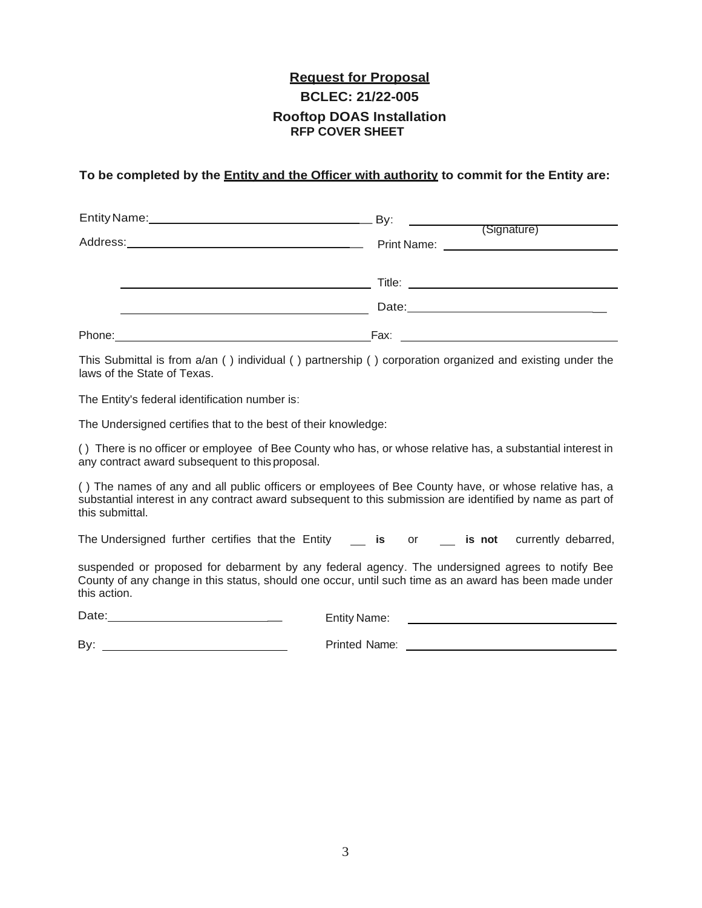# Request for Proposal

## BCLEC: 21/22-005

## Rooftop DOAS Installation

**RFP COVER SHEET**

**To be completed by the Entity and the Officer with authority to commit for the Entity are:**

Entity Name: ______________________________ By: ______________________________
(Signature)

Address: ______________________________ Print Name: ______________________________

______________________________ Title: ______________________________

______________________________ Date: ______________________________

Phone: ______________________________ Fax: ______________________________

This Submittal is from a/an ( ) individual ( ) partnership ( ) corporation organized and existing under the laws of the State of Texas.

The Entity's federal identification number is:

The Undersigned certifies that to the best of their knowledge:

( ) There is no officer or employee of Bee County who has, or whose relative has, a substantial interest in any contract award subsequent to this proposal.

( ) The names of any and all public officers or employees of Bee County have, or whose relative has, a substantial interest in any contract award subsequent to this submission are identified by name as part of this submittal.

The Undersigned further certifies that the Entity ___ **is** or ___ **is not** currently debarred,

suspended or proposed for debarment by any federal agency. The undersigned agrees to notify Bee County of any change in this status, should one occur, until such time as an award has been made under this action.

Date: ______________________________ Entity Name: ______________________________

By: ______________________________ Printed Name: ______________________________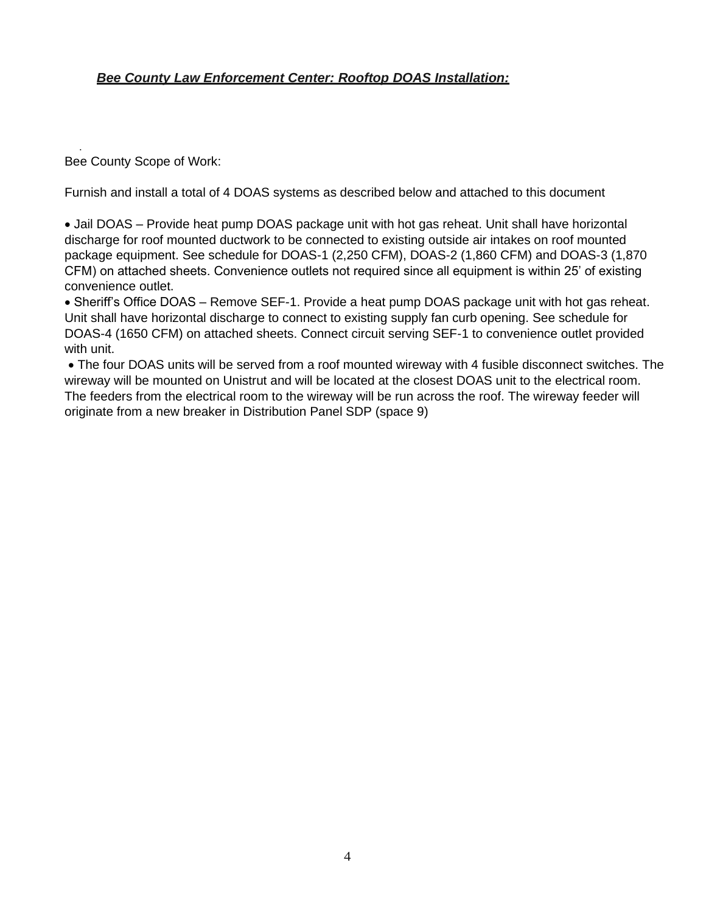***Bee County Law Enforcement Center: Rooftop DOAS Installation:***

Bee County Scope of Work:

Furnish and install a total of 4 DOAS systems as described below and attached to this document

- Jail DOAS – Provide heat pump DOAS package unit with hot gas reheat. Unit shall have horizontal discharge for roof mounted ductwork to be connected to existing outside air intakes on roof mounted package equipment. See schedule for DOAS-1 (2,250 CFM), DOAS-2 (1,860 CFM) and DOAS-3 (1,870 CFM) on attached sheets. Convenience outlets not required since all equipment is within 25' of existing convenience outlet.
- Sheriff's Office DOAS – Remove SEF-1. Provide a heat pump DOAS package unit with hot gas reheat. Unit shall have horizontal discharge to connect to existing supply fan curb opening. See schedule for DOAS-4 (1650 CFM) on attached sheets. Connect circuit serving SEF-1 to convenience outlet provided with unit.
- The four DOAS units will be served from a roof mounted wireway with 4 fusible disconnect switches. The wireway will be mounted on Unistrut and will be located at the closest DOAS unit to the electrical room. The feeders from the electrical room to the wireway will be run across the roof. The wireway feeder will originate from a new breaker in Distribution Panel SDP (space 9)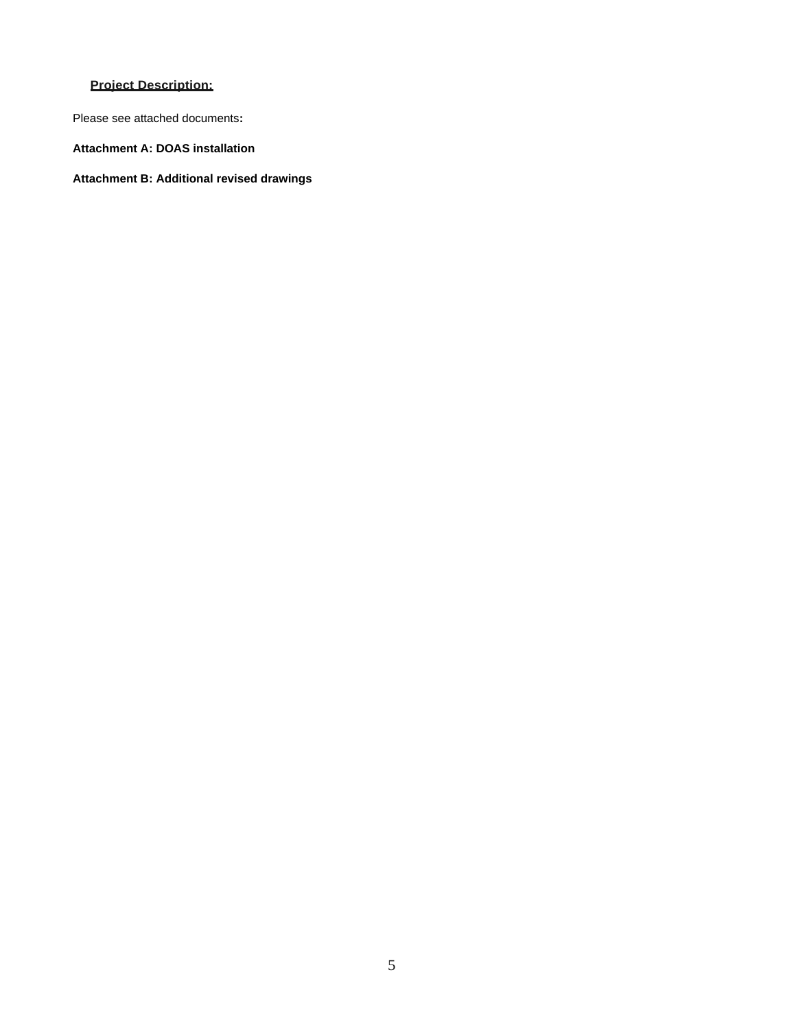**Project Description:**

Please see attached documents**:**

**Attachment A: DOAS installation**

**Attachment B: Additional revised drawings**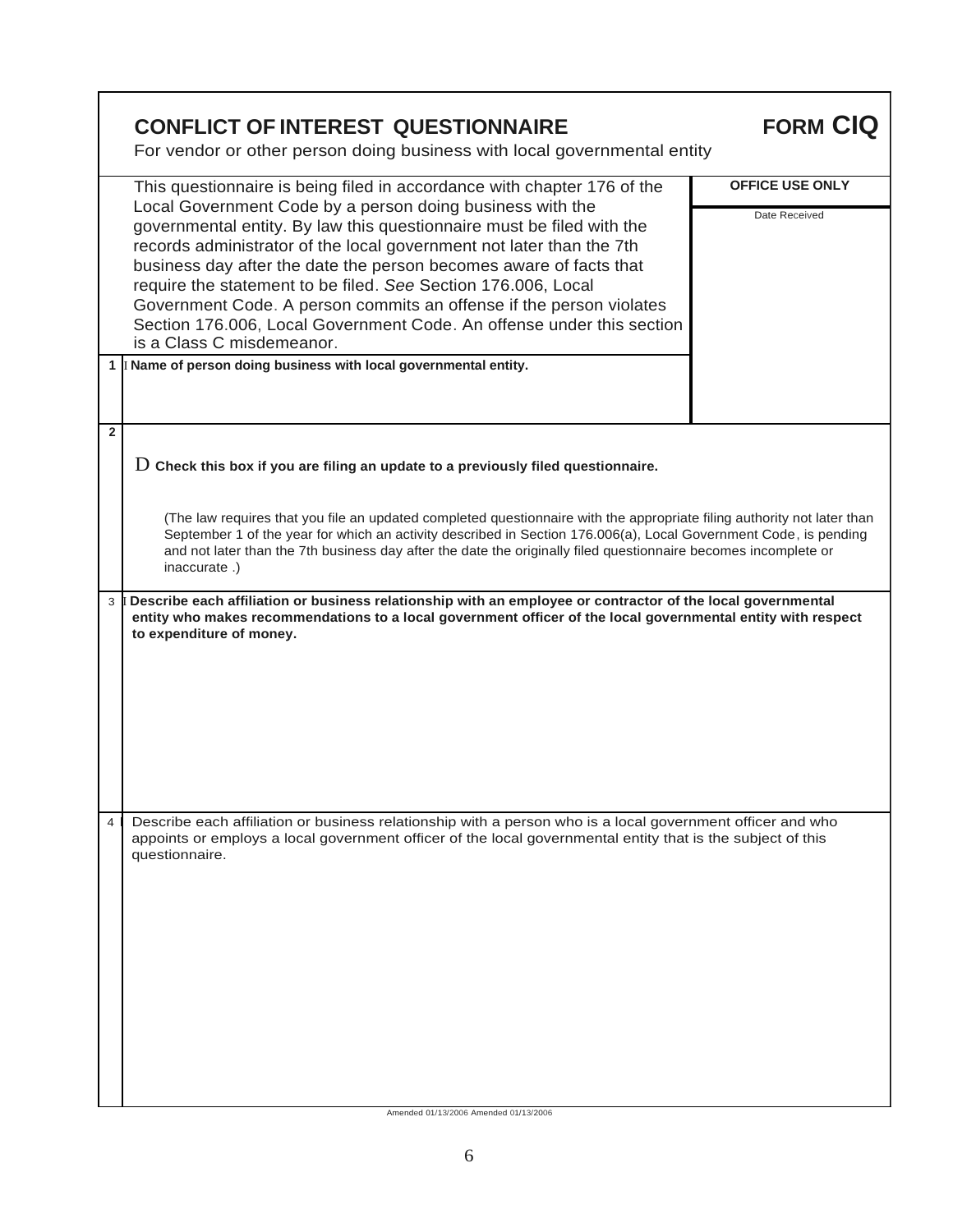# CONFLICT OF INTEREST QUESTIONNAIRE

# FORM CIQ

For vendor or other person doing business with local governmental entity

This questionnaire is being filed in accordance with chapter 176 of the Local Government Code by a person doing business with the governmental entity. By law this questionnaire must be filed with the records administrator of the local government not later than the 7th business day after the date the person becomes aware of facts that require the statement to be filed. *See* Section 176.006, Local Government Code. A person commits an offense if the person violates Section 176.006, Local Government Code. An offense under this section is a Class C misdemeanor.

**OFFICE USE ONLY**

Date Received

**1** **Name of person doing business with local governmental entity.**

**2**

D **Check this box if you are filing an update to a previously filed questionnaire.**

(The law requires that you file an updated completed questionnaire with the appropriate filing authority not later than September 1 of the year for which an activity described in Section 176.006(a), Local Government Code, is pending and not later than the 7th business day after the date the originally filed questionnaire becomes incomplete or inaccurate .)

**3** **Describe each affiliation or business relationship with an employee or contractor of the local governmental entity who makes recommendations to a local government officer of the local governmental entity with respect to expenditure of money.**

**4** Describe each affiliation or business relationship with a person who is a local government officer and who appoints or employs a local government officer of the local governmental entity that is the subject of this questionnaire.

Amended 01/13/2006 Amended 01/13/2006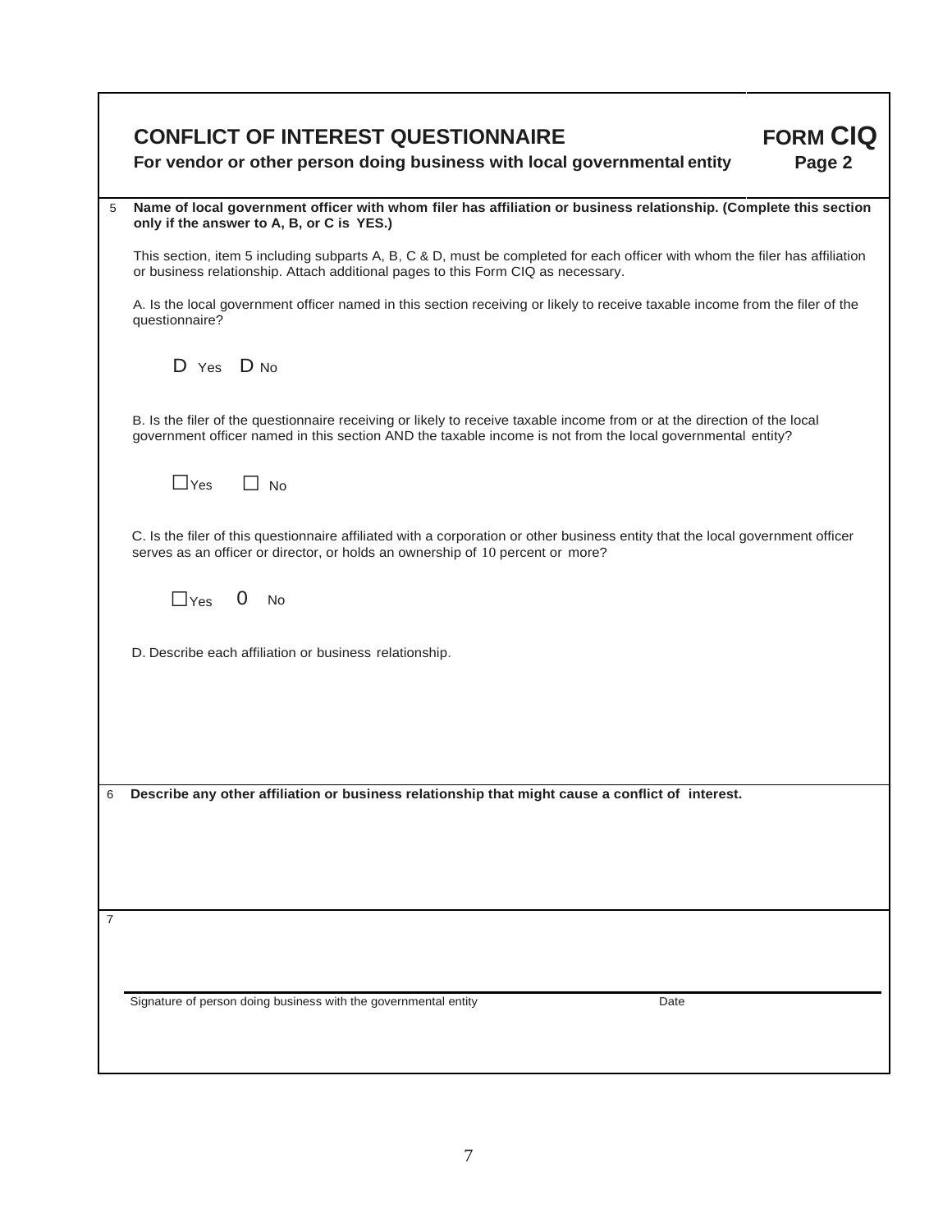# CONFLICT OF INTEREST QUESTIONNAIRE

**FORM CIQ**

**For vendor or other person doing business with local governmental entity**

**Page 2**

5 **Name of local government officer with whom filer has affiliation or business relationship. (Complete this section only if the answer to A, B, or C is YES.)**

This section, item 5 including subparts A, B, C & D, must be completed for each officer with whom the filer has affiliation or business relationship. Attach additional pages to this Form CIQ as necessary.

A. Is the local government officer named in this section receiving or likely to receive taxable income from the filer of the questionnaire?

D Yes D No

B. Is the filer of the questionnaire receiving or likely to receive taxable income from or at the direction of the local government officer named in this section AND the taxable income is not from the local governmental entity?

☐ Yes ☐ No

C. Is the filer of this questionnaire affiliated with a corporation or other business entity that the local government officer serves as an officer or director, or holds an ownership of 10 percent or more?

☐ Yes 0 No

D. Describe each affiliation or business relationship.

6 **Describe any other affiliation or business relationship that might cause a conflict of interest.**

7

Signature of person doing business with the governmental entity | Date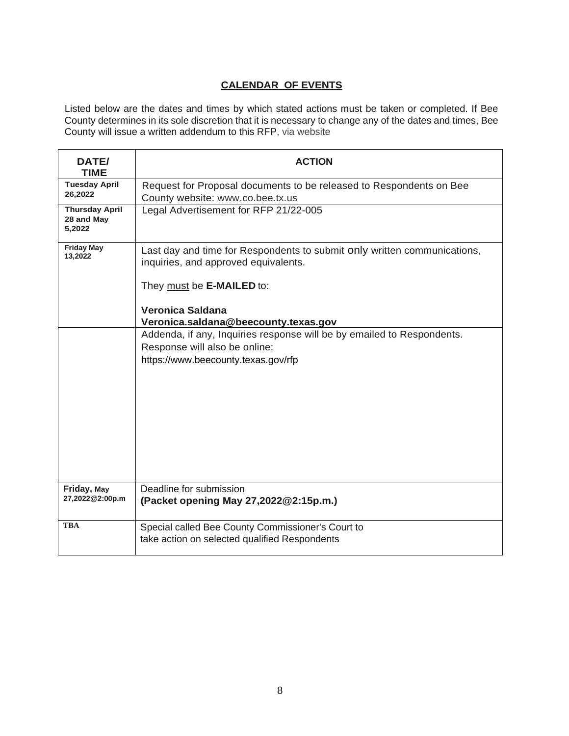## CALENDAR OF EVENTS

Listed below are the dates and times by which stated actions must be taken or completed. If Bee County determines in its sole discretion that it is necessary to change any of the dates and times, Bee County will issue a written addendum to this RFP, via website

| DATE/ TIME | ACTION |
|---|---|
| **Tuesday April 26,2022** | Request for Proposal documents to be released to Respondents on Bee County website: www.co.bee.tx.us |
| **Thursday April 28 and May 5,2022** | Legal Advertisement for RFP 21/22-005 |
| **Friday May 13,2022** | Last day and time for Respondents to submit only written communications, inquiries, and approved equivalents.<br><br>They <u>must</u> be **E-MAILED** to:<br><br>**Veronica Saldana**<br>**Veronica.saldana@beecounty.texas.gov** |
| | Addenda, if any, Inquiries response will be by emailed to Respondents. Response will also be online: https://www.beecounty.texas.gov/rfp |
| **Friday, May 27,2022@2:00p.m** | Deadline for submission<br>**(Packet opening May 27,2022@2:15p.m.)** |
| **TBA** | Special called Bee County Commissioner's Court to take action on selected qualified Respondents |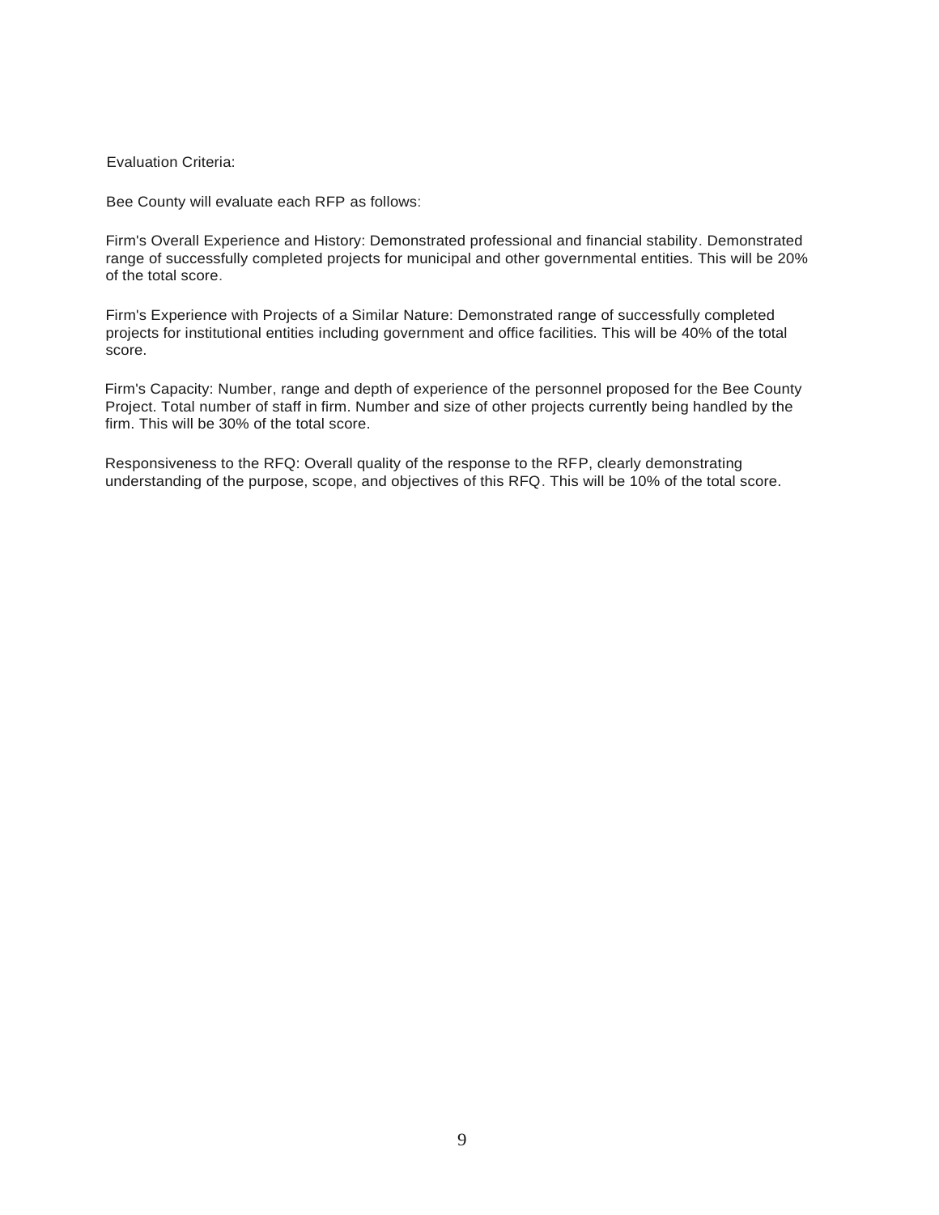Evaluation Criteria:

Bee County will evaluate each RFP as follows:

Firm's Overall Experience and History: Demonstrated professional and financial stability. Demonstrated range of successfully completed projects for municipal and other governmental entities. This will be 20% of the total score.

Firm's Experience with Projects of a Similar Nature: Demonstrated range of successfully completed projects for institutional entities including government and office facilities. This will be 40% of the total score.

Firm's Capacity: Number, range and depth of experience of the personnel proposed for the Bee County Project. Total number of staff in firm. Number and size of other projects currently being handled by the firm. This will be 30% of the total score.

Responsiveness to the RFQ: Overall quality of the response to the RFP, clearly demonstrating understanding of the purpose, scope, and objectives of this RFQ. This will be 10% of the total score.